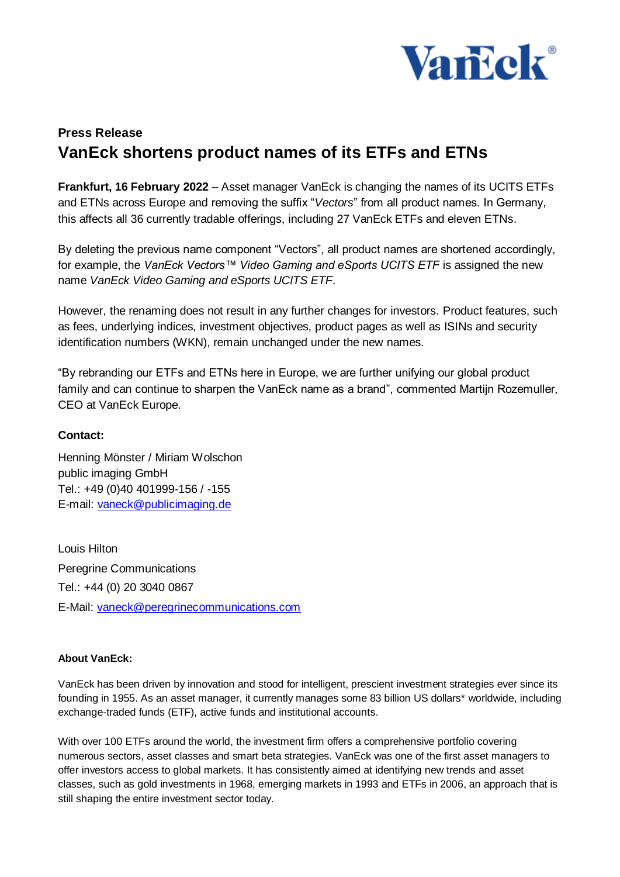**Press Release**

# VanEck shortens product names of its ETFs and ETNs

**Frankfurt, 16 February 2022** – Asset manager VanEck is changing the names of its UCITS ETFs and ETNs across Europe and removing the suffix "*Vectors*" from all product names. In Germany, this affects all 36 currently tradable offerings, including 27 VanEck ETFs and eleven ETNs.

By deleting the previous name component "Vectors", all product names are shortened accordingly, for example, the *VanEck Vectors™ Video Gaming and eSports UCITS ETF* is assigned the new name *VanEck Video Gaming and eSports UCITS ETF*.

However, the renaming does not result in any further changes for investors. Product features, such as fees, underlying indices, investment objectives, product pages as well as ISINs and security identification numbers (WKN), remain unchanged under the new names.

"By rebranding our ETFs and ETNs here in Europe, we are further unifying our global product family and can continue to sharpen the VanEck name as a brand", commented Martijn Rozemuller, CEO at VanEck Europe.

**Contact:**

Henning Mönster / Miriam Wolschon
public imaging GmbH
Tel.: +49 (0)40 401999-156 / -155
E-mail: vaneck@publicimaging.de

Louis Hilton
Peregrine Communications
Tel.: +44 (0) 20 3040 0867
E-Mail: vaneck@peregrinecommunications.com

**About VanEck:**

VanEck has been driven by innovation and stood for intelligent, prescient investment strategies ever since its founding in 1955. As an asset manager, it currently manages some 83 billion US dollars* worldwide, including exchange-traded funds (ETF), active funds and institutional accounts.

With over 100 ETFs around the world, the investment firm offers a comprehensive portfolio covering numerous sectors, asset classes and smart beta strategies. VanEck was one of the first asset managers to offer investors access to global markets. It has consistently aimed at identifying new trends and asset classes, such as gold investments in 1968, emerging markets in 1993 and ETFs in 2006, an approach that is still shaping the entire investment sector today.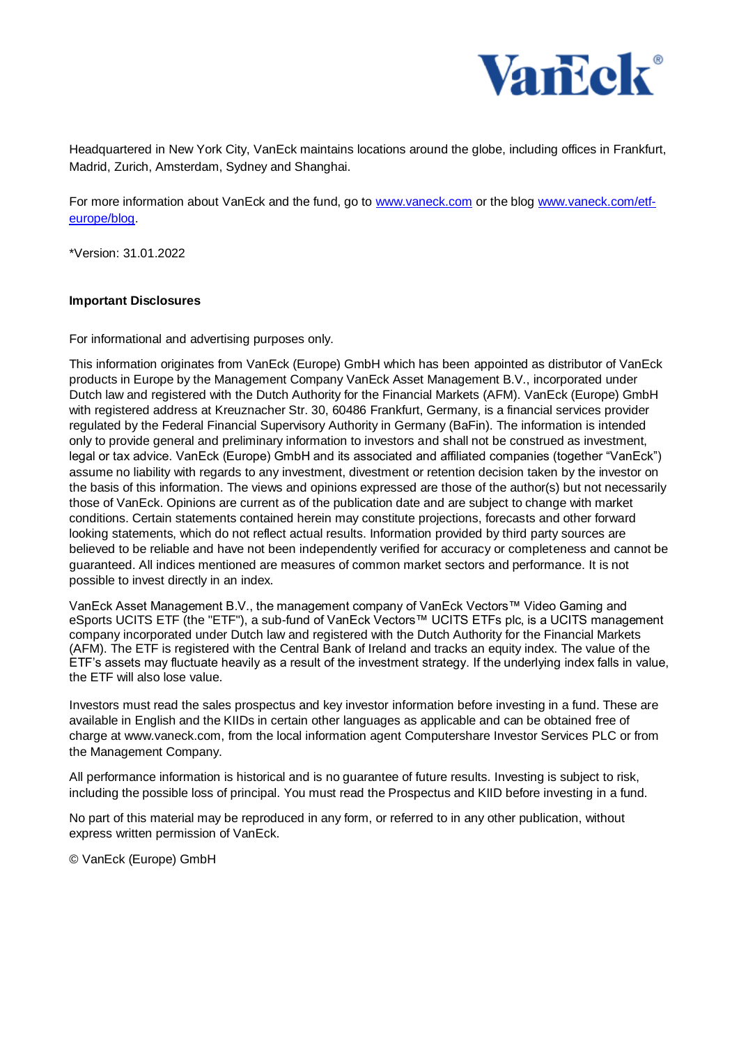Headquartered in New York City, VanEck maintains locations around the globe, including offices in Frankfurt, Madrid, Zurich, Amsterdam, Sydney and Shanghai.

For more information about VanEck and the fund, go to [www.vaneck.com](http://www.vaneck.com) or the blog [www.vaneck.com/etf-europe/blog](http://www.vaneck.com/etf-europe/blog).

*Version: 31.01.2022

**Important Disclosures**

For informational and advertising purposes only.

This information originates from VanEck (Europe) GmbH which has been appointed as distributor of VanEck products in Europe by the Management Company VanEck Asset Management B.V., incorporated under Dutch law and registered with the Dutch Authority for the Financial Markets (AFM). VanEck (Europe) GmbH with registered address at Kreuznacher Str. 30, 60486 Frankfurt, Germany, is a financial services provider regulated by the Federal Financial Supervisory Authority in Germany (BaFin). The information is intended only to provide general and preliminary information to investors and shall not be construed as investment, legal or tax advice. VanEck (Europe) GmbH and its associated and affiliated companies (together "VanEck") assume no liability with regards to any investment, divestment or retention decision taken by the investor on the basis of this information. The views and opinions expressed are those of the author(s) but not necessarily those of VanEck. Opinions are current as of the publication date and are subject to change with market conditions. Certain statements contained herein may constitute projections, forecasts and other forward looking statements, which do not reflect actual results. Information provided by third party sources are believed to be reliable and have not been independently verified for accuracy or completeness and cannot be guaranteed. All indices mentioned are measures of common market sectors and performance. It is not possible to invest directly in an index.

VanEck Asset Management B.V., the management company of VanEck Vectors™ Video Gaming and eSports UCITS ETF (the "ETF"), a sub-fund of VanEck Vectors™ UCITS ETFs plc, is a UCITS management company incorporated under Dutch law and registered with the Dutch Authority for the Financial Markets (AFM). The ETF is registered with the Central Bank of Ireland and tracks an equity index. The value of the ETF's assets may fluctuate heavily as a result of the investment strategy. If the underlying index falls in value, the ETF will also lose value.

Investors must read the sales prospectus and key investor information before investing in a fund. These are available in English and the KIIDs in certain other languages as applicable and can be obtained free of charge at www.vaneck.com, from the local information agent Computershare Investor Services PLC or from the Management Company.

All performance information is historical and is no guarantee of future results. Investing is subject to risk, including the possible loss of principal. You must read the Prospectus and KIID before investing in a fund.

No part of this material may be reproduced in any form, or referred to in any other publication, without express written permission of VanEck.

© VanEck (Europe) GmbH